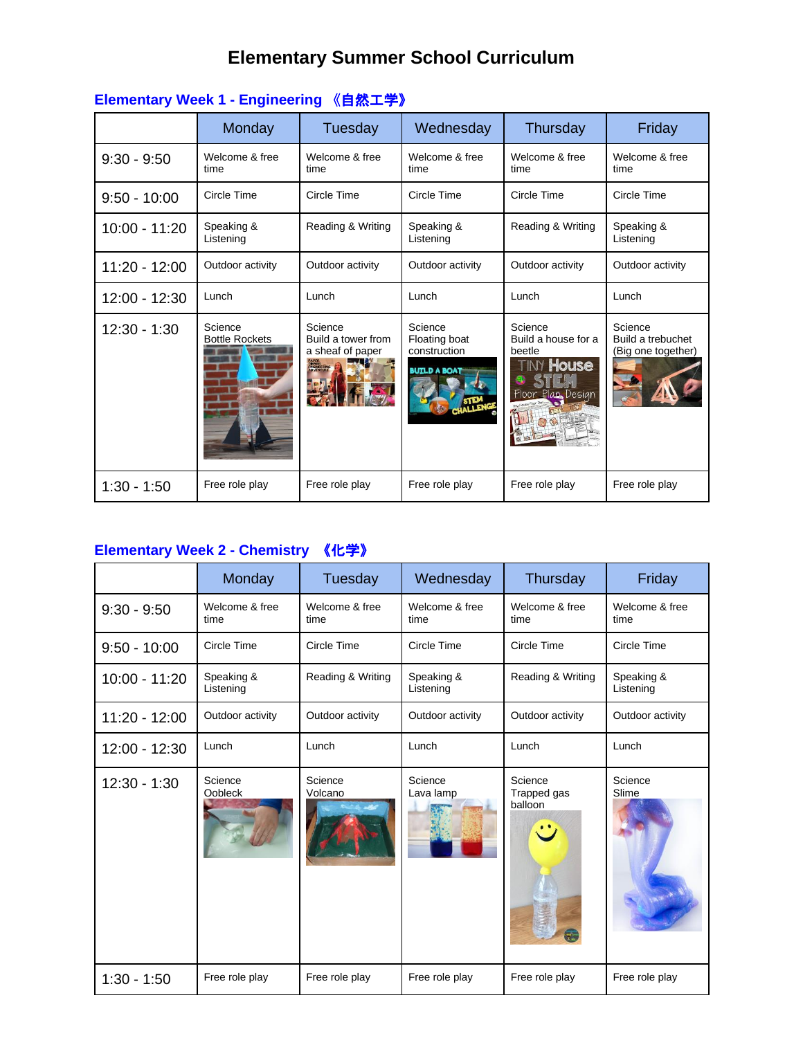# Elementary Summer School Curriculum

## Elementary Week 1 - Engineering 《自然工学》

| | Monday | Tuesday | Wednesday | Thursday | Friday |
|---|---|---|---|---|---|
| 9:30 - 9:50 | Welcome & free time | Welcome & free time | Welcome & free time | Welcome & free time | Welcome & free time |
| 9:50 - 10:00 | Circle Time | Circle Time | Circle Time | Circle Time | Circle Time |
| 10:00 - 11:20 | Speaking & Listening | Reading & Writing | Speaking & Listening | Reading & Writing | Speaking & Listening |
| 11:20 - 12:00 | Outdoor activity | Outdoor activity | Outdoor activity | Outdoor activity | Outdoor activity |
| 12:00 - 12:30 | Lunch | Lunch | Lunch | Lunch | Lunch |
| 12:30 - 1:30 | Science<br>Bottle Rockets | Science<br>Build a tower from a sheaf of paper | Science<br>Floating boat construction | Science<br>Build a house for a beetle | Science<br>Build a trebuchet (Big one together) |
| 1:30 - 1:50 | Free role play | Free role play | Free role play | Free role play | Free role play |

## Elementary Week 2 - Chemistry 《化学》

| | Monday | Tuesday | Wednesday | Thursday | Friday |
|---|---|---|---|---|---|
| 9:30 - 9:50 | Welcome & free time | Welcome & free time | Welcome & free time | Welcome & free time | Welcome & free time |
| 9:50 - 10:00 | Circle Time | Circle Time | Circle Time | Circle Time | Circle Time |
| 10:00 - 11:20 | Speaking & Listening | Reading & Writing | Speaking & Listening | Reading & Writing | Speaking & Listening |
| 11:20 - 12:00 | Outdoor activity | Outdoor activity | Outdoor activity | Outdoor activity | Outdoor activity |
| 12:00 - 12:30 | Lunch | Lunch | Lunch | Lunch | Lunch |
| 12:30 - 1:30 | Science<br>Oobleck | Science<br>Volcano | Science<br>Lava lamp | Science<br>Trapped gas balloon | Science<br>Slime |
| 1:30 - 1:50 | Free role play | Free role play | Free role play | Free role play | Free role play |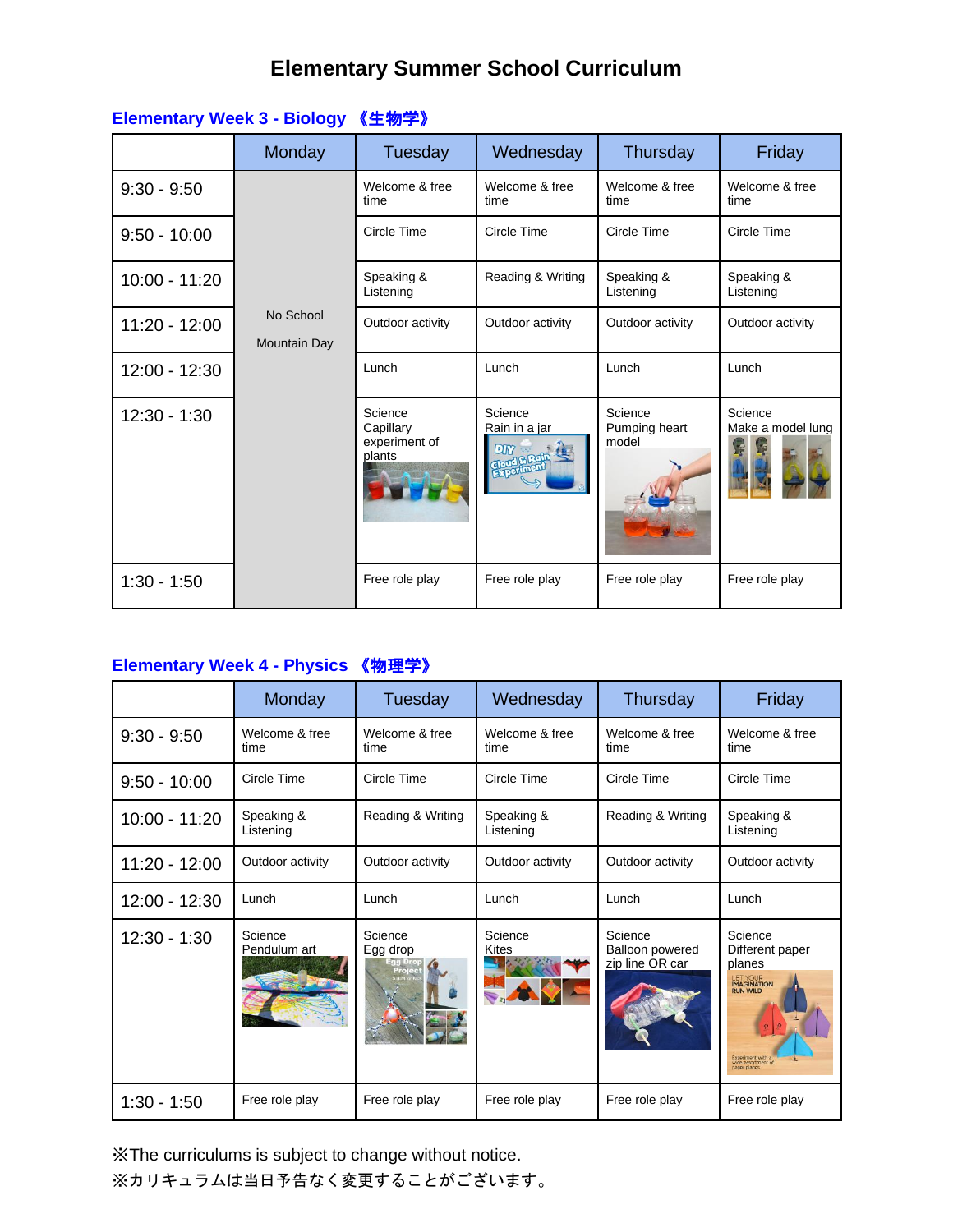# Elementary Summer School Curriculum

## Elementary Week 3 - Biology 《生物学》

| | Monday | Tuesday | Wednesday | Thursday | Friday |
|---|---|---|---|---|---|
| 9:30 - 9:50 | No School<br><br>Mountain Day | Welcome & free time | Welcome & free time | Welcome & free time | Welcome & free time |
| 9:50 - 10:00 | | Circle Time | Circle Time | Circle Time | Circle Time |
| 10:00 - 11:20 | | Speaking & Listening | Reading & Writing | Speaking & Listening | Speaking & Listening |
| 11:20 - 12:00 | | Outdoor activity | Outdoor activity | Outdoor activity | Outdoor activity |
| 12:00 - 12:30 | | Lunch | Lunch | Lunch | Lunch |
| 12:30 - 1:30 | | Science<br>Capillary experiment of plants | Science<br>Rain in a jar | Science<br>Pumping heart model | Science<br>Make a model lung |
| 1:30 - 1:50 | | Free role play | Free role play | Free role play | Free role play |

## Elementary Week 4 - Physics 《物理学》

| | Monday | Tuesday | Wednesday | Thursday | Friday |
|---|---|---|---|---|---|
| 9:30 - 9:50 | Welcome & free time | Welcome & free time | Welcome & free time | Welcome & free time | Welcome & free time |
| 9:50 - 10:00 | Circle Time | Circle Time | Circle Time | Circle Time | Circle Time |
| 10:00 - 11:20 | Speaking & Listening | Reading & Writing | Speaking & Listening | Reading & Writing | Speaking & Listening |
| 11:20 - 12:00 | Outdoor activity | Outdoor activity | Outdoor activity | Outdoor activity | Outdoor activity |
| 12:00 - 12:30 | Lunch | Lunch | Lunch | Lunch | Lunch |
| 12:30 - 1:30 | Science<br>Pendulum art | Science<br>Egg drop | Science<br>Kites | Science<br>Balloon powered zip line OR car | Science<br>Different paper planes |
| 1:30 - 1:50 | Free role play | Free role play | Free role play | Free role play | Free role play |

※The curriculums is subject to change without notice.

※カリキュラムは当日予告なく変更することがございます。